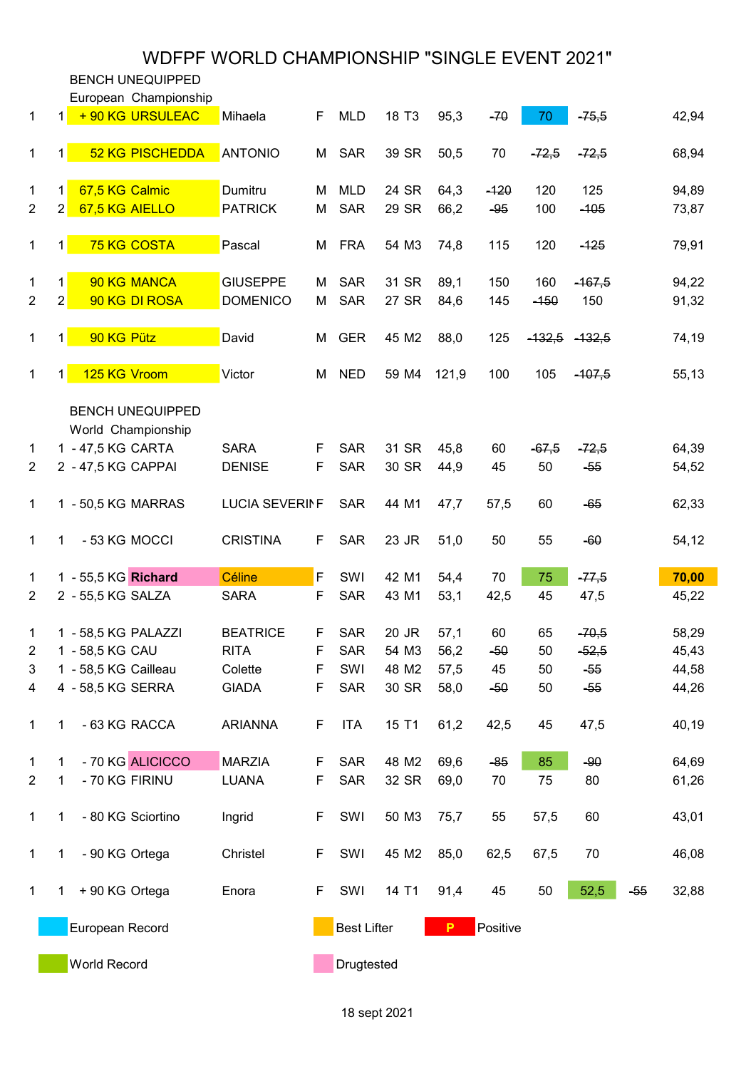# WDFPF WORLD CHAMPIONSHIP "SINGLE EVENT 2021"

## BENCH UNEQUIPPED
### European Championship

| Pl | Pl | Class | Name | First name | Sex | Nat | Age | Cat | BW | 1 | 2 | 3 | 4 | Points |
|---|---|---|---|---|---|---|---|---|---|---|---|---|---|---|
| 1 | 1 | + 90 KG | URSULEAC | Mihaela | F | MLD | 18 | T3 | 95,3 | ~~-70~~ | 70 | ~~-75,5~~ | | 42,94 |
| | | | | | | | | | | | | | | |
| 1 | 1 | 52 KG | PISCHEDDA | ANTONIO | M | SAR | 39 | SR | 50,5 | 70 | ~~-72,5~~ | ~~-72,5~~ | | 68,94 |
| | | | | | | | | | | | | | | |
| 1 | 1 | 67,5 KG | Calmic | Dumitru | M | MLD | 24 | SR | 64,3 | ~~-120~~ | 120 | 125 | | 94,89 |
| 2 | 2 | 67,5 KG | AIELLO | PATRICK | M | SAR | 29 | SR | 66,2 | ~~-95~~ | 100 | ~~-105~~ | | 73,87 |
| | | | | | | | | | | | | | | |
| 1 | 1 | 75 KG | COSTA | Pascal | M | FRA | 54 | M3 | 74,8 | 115 | 120 | ~~-125~~ | | 79,91 |
| | | | | | | | | | | | | | | |
| 1 | 1 | 90 KG | MANCA | GIUSEPPE | M | SAR | 31 | SR | 89,1 | 150 | 160 | ~~-167,5~~ | | 94,22 |
| 2 | 2 | 90 KG | DI ROSA | DOMENICO | M | SAR | 27 | SR | 84,6 | 145 | ~~-150~~ | 150 | | 91,32 |
| | | | | | | | | | | | | | | |
| 1 | 1 | 90 KG | Pütz | David | M | GER | 45 | M2 | 88,0 | 125 | ~~-132,5~~ | ~~-132,5~~ | | 74,19 |
| | | | | | | | | | | | | | | |
| 1 | 1 | 125 KG | Vroom | Victor | M | NED | 59 | M4 | 121,9 | 100 | 105 | ~~-107,5~~ | | 55,13 |

## BENCH UNEQUIPPED
### World Championship

| Pl | Pl | Class | Name | First name | Sex | Nat | Age | Cat | BW | 1 | 2 | 3 | 4 | Points |
|---|---|---|---|---|---|---|---|---|---|---|---|---|---|---|
| 1 | 1 | - 47,5 KG | CARTA | SARA | F | SAR | 31 | SR | 45,8 | 60 | ~~-67,5~~ | ~~-72,5~~ | | 64,39 |
| 2 | 2 | - 47,5 KG | CAPPAI | DENISE | F | SAR | 30 | SR | 44,9 | 45 | 50 | ~~-55~~ | | 54,52 |
| | | | | | | | | | | | | | | |
| 1 | 1 | - 50,5 KG | MARRAS | LUCIA SEVERIN | F | SAR | 44 | M1 | 47,7 | 57,5 | 60 | ~~-65~~ | | 62,33 |
| | | | | | | | | | | | | | | |
| 1 | 1 | - 53 KG | MOCCI | CRISTINA | F | SAR | 23 | JR | 51,0 | 50 | 55 | ~~-60~~ | | 54,12 |
| | | | | | | | | | | | | | | |
| 1 | 1 | - 55,5 KG | **Richard** | Céline | F | SWI | 42 | M1 | 54,4 | 70 | 75 | ~~-77,5~~ | | **70,00** |
| 2 | 2 | - 55,5 KG | SALZA | SARA | F | SAR | 43 | M1 | 53,1 | 42,5 | 45 | 47,5 | | 45,22 |
| | | | | | | | | | | | | | | |
| 1 | 1 | - 58,5 KG | PALAZZI | BEATRICE | F | SAR | 20 | JR | 57,1 | 60 | 65 | ~~-70,5~~ | | 58,29 |
| 2 | 1 | - 58,5 KG | CAU | RITA | F | SAR | 54 | M3 | 56,2 | ~~-50~~ | 50 | ~~-52,5~~ | | 45,43 |
| 3 | 1 | - 58,5 KG | Cailleau | Colette | F | SWI | 48 | M2 | 57,5 | 45 | 50 | ~~-55~~ | | 44,58 |
| 4 | 4 | - 58,5 KG | SERRA | GIADA | F | SAR | 30 | SR | 58,0 | ~~-50~~ | 50 | ~~-55~~ | | 44,26 |
| | | | | | | | | | | | | | | |
| 1 | 1 | - 63 KG | RACCA | ARIANNA | F | ITA | 15 | T1 | 61,2 | 42,5 | 45 | 47,5 | | 40,19 |
| | | | | | | | | | | | | | | |
| 1 | 1 | - 70 KG | ALICICCO | MARZIA | F | SAR | 48 | M2 | 69,6 | ~~-85~~ | 85 | ~~-90~~ | | 64,69 |
| 2 | 1 | - 70 KG | FIRINU | LUANA | F | SAR | 32 | SR | 69,0 | 70 | 75 | 80 | | 61,26 |
| | | | | | | | | | | | | | | |
| 1 | 1 | - 80 KG | Sciortino | Ingrid | F | SWI | 50 | M3 | 75,7 | 55 | 57,5 | 60 | | 43,01 |
| | | | | | | | | | | | | | | |
| 1 | 1 | - 90 KG | Ortega | Christel | F | SWI | 45 | M2 | 85,0 | 62,5 | 67,5 | 70 | | 46,08 |
| | | | | | | | | | | | | | | |
| 1 | 1 | + 90 KG | Ortega | Enora | F | SWI | 14 | T1 | 91,4 | 45 | 50 | 52,5 | ~~-55~~ | 32,88 |

Legend: European Record (blue) · Best Lifter (orange) · P Positive (red) · World Record (green) · Drugtested (pink)

Records/markings: European Record: URSULEAC 70. World Record: Richard 75, ALICICCO 85, Ortega (Enora) 52,5. Best Lifter: Richard Céline (70,00). Drugtested: Richard, ALICICCO.

18 sept 2021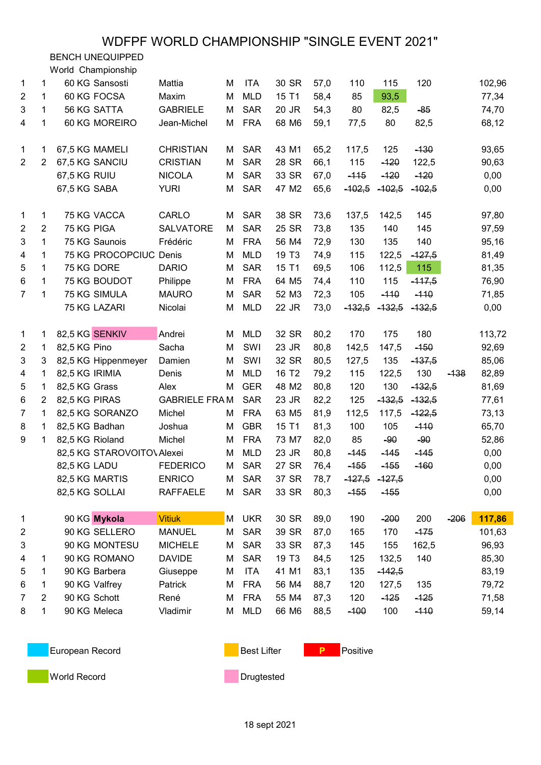# WDFPF WORLD CHAMPIONSHIP "SINGLE EVENT 2021"

BENCH UNEQUIPPED

World Championship

| Pl. | Cat. Pl. | Class | Name | First name | Sex | Nat. | Age | Cat. | BW | 1 | 2 | 3 | 4 | Points |
|---|---|---|---|---|---|---|---|---|---|---|---|---|---|---|
| 1 | 1 | 60 KG | Sansosti | Mattia | M | ITA | 30 | SR | 57,0 | 110 | 115 | 120 | | 102,96 |
| 2 | 1 | 60 KG | FOCSA | Maxim | M | MLD | 15 | T1 | 58,4 | 85 | 93,5 | | | 77,34 |
| 3 | 1 | 56 KG | SATTA | GABRIELE | M | SAR | 20 | JR | 54,3 | 80 | 82,5 | ~~85~~ | | 74,70 |
| 4 | 1 | 60 KG | MOREIRO | Jean-Michel | M | FRA | 68 | M6 | 59,1 | 77,5 | 80 | 82,5 | | 68,12 |
| | | | | | | | | | | | | | | |
| 1 | 1 | 67,5 KG | MAMELI | CHRISTIAN | M | SAR | 43 | M1 | 65,2 | 117,5 | 125 | ~~130~~ | | 93,65 |
| 2 | 2 | 67,5 KG | SANCIU | CRISTIAN | M | SAR | 28 | SR | 66,1 | 115 | ~~120~~ | 122,5 | | 90,63 |
| | | 67,5 KG | RUIU | NICOLA | M | SAR | 33 | SR | 67,0 | ~~115~~ | ~~120~~ | ~~120~~ | | 0,00 |
| | | 67,5 KG | SABA | YURI | M | SAR | 47 | M2 | 65,6 | ~~102,5~~ | ~~102,5~~ | ~~102,5~~ | | 0,00 |
| | | | | | | | | | | | | | | |
| 1 | 1 | 75 KG | VACCA | CARLO | M | SAR | 38 | SR | 73,6 | 137,5 | 142,5 | 145 | | 97,80 |
| 2 | 2 | 75 KG | PIGA | SALVATORE | M | SAR | 25 | SR | 73,8 | 135 | 140 | 145 | | 97,59 |
| 3 | 1 | 75 KG | Saunois | Frédéric | M | FRA | 56 | M4 | 72,9 | 130 | 135 | 140 | | 95,16 |
| 4 | 1 | 75 KG | PROCOPCIUC | Denis | M | MLD | 19 | T3 | 74,9 | 115 | 122,5 | ~~127,5~~ | | 81,49 |
| 5 | 1 | 75 KG | DORE | DARIO | M | SAR | 15 | T1 | 69,5 | 106 | 112,5 | 115 | | 81,35 |
| 6 | 1 | 75 KG | BOUDOT | Philippe | M | FRA | 64 | M5 | 74,4 | 110 | 115 | ~~117,5~~ | | 76,90 |
| 7 | 1 | 75 KG | SIMULA | MAURO | M | SAR | 52 | M3 | 72,3 | 105 | ~~110~~ | ~~110~~ | | 71,85 |
| | | 75 KG | LAZARI | Nicolai | M | MLD | 22 | JR | 73,0 | ~~132,5~~ | ~~132,5~~ | ~~132,5~~ | | 0,00 |
| | | | | | | | | | | | | | | |
| 1 | 1 | 82,5 KG | SENKIV | Andrei | M | MLD | 32 | SR | 80,2 | 170 | 175 | 180 | | 113,72 |
| 2 | 1 | 82,5 KG | Pino | Sacha | M | SWI | 23 | JR | 80,8 | 142,5 | 147,5 | ~~150~~ | | 92,69 |
| 3 | 3 | 82,5 KG | Hippenmeyer | Damien | M | SWI | 32 | SR | 80,5 | 127,5 | 135 | ~~137,5~~ | | 85,06 |
| 4 | 1 | 82,5 KG | IRIMIA | Denis | M | MLD | 16 | T2 | 79,2 | 115 | 122,5 | 130 | ~~138~~ | 82,89 |
| 5 | 1 | 82,5 KG | Grass | Alex | M | GER | 48 | M2 | 80,8 | 120 | 130 | ~~132,5~~ | | 81,69 |
| 6 | 2 | 82,5 KG | PIRAS | GABRIELE FRA | M | SAR | 23 | JR | 82,2 | 125 | ~~132,5~~ | ~~132,5~~ | | 77,61 |
| 7 | 1 | 82,5 KG | SORANZO | Michel | M | FRA | 63 | M5 | 81,9 | 112,5 | 117,5 | ~~122,5~~ | | 73,13 |
| 8 | 1 | 82,5 KG | Badhan | Joshua | M | GBR | 15 | T1 | 81,3 | 100 | 105 | ~~110~~ | | 65,70 |
| 9 | 1 | 82,5 KG | Rioland | Michel | M | FRA | 73 | M7 | 82,0 | 85 | ~~90~~ | ~~90~~ | | 52,86 |
| | | 82,5 KG | STAROVOITOV | Alexei | M | MLD | 23 | JR | 80,8 | ~~145~~ | ~~145~~ | ~~145~~ | | 0,00 |
| | | 82,5 KG | LADU | FEDERICO | M | SAR | 27 | SR | 76,4 | ~~155~~ | ~~155~~ | ~~160~~ | | 0,00 |
| | | 82,5 KG | MARTIS | ENRICO | M | SAR | 37 | SR | 78,7 | ~~127,5~~ | ~~127,5~~ | | | 0,00 |
| | | 82,5 KG | SOLLAI | RAFFAELE | M | SAR | 33 | SR | 80,3 | ~~155~~ | ~~155~~ | | | 0,00 |
| | | | | | | | | | | | | | | |
| 1 | | 90 KG | **Mykola** | Vitiuk | M | UKR | 30 | SR | 89,0 | 190 | ~~200~~ | 200 | ~~206~~ | **117,86** |
| 2 | | 90 KG | SELLERO | MANUEL | M | SAR | 39 | SR | 87,0 | 165 | 170 | ~~175~~ | | 101,63 |
| 3 | | 90 KG | MONTESU | MICHELE | M | SAR | 33 | SR | 87,3 | 145 | 155 | 162,5 | | 96,93 |
| 4 | 1 | 90 KG | ROMANO | DAVIDE | M | SAR | 19 | T3 | 84,5 | 125 | 132,5 | 140 | | 85,30 |
| 5 | 1 | 90 KG | Barbera | Giuseppe | M | ITA | 41 | M1 | 83,1 | 135 | ~~142,5~~ | | | 83,19 |
| 6 | 1 | 90 KG | Valfrey | Patrick | M | FRA | 56 | M4 | 88,7 | 120 | 127,5 | 135 | | 79,72 |
| 7 | 2 | 90 KG | Schott | René | M | FRA | 55 | M4 | 87,3 | 120 | ~~125~~ | ~~125~~ | | 71,58 |
| 8 | 1 | 90 KG | Meleca | Vladimir | M | MLD | 66 | M6 | 88,5 | ~~100~~ | 100 | ~~110~~ | | 59,14 |

Legend: European Record — World Record (FOCSA 93,5; DORE 115) — Best Lifter (Mykola Vitiuk) — P Positive — Drugtested (SENKIV, Mykola)

18 sept 2021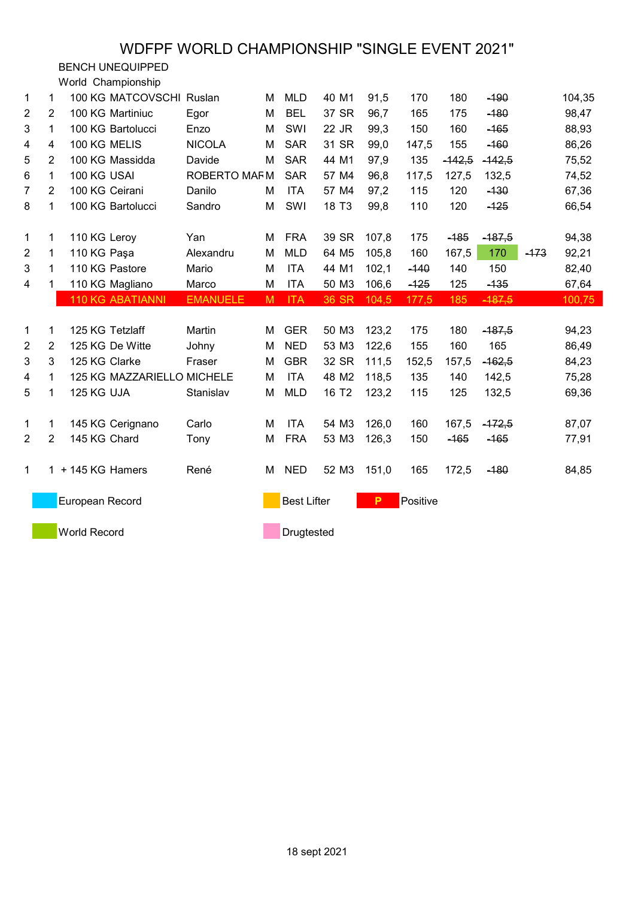# WDFPF WORLD CHAMPIONSHIP "SINGLE EVENT 2021"

BENCH UNEQUIPPED

World Championship

| | | Class | Name | First name | Sex | Country | Age | Cat | BW | 1 | 2 | 3 | 4 | Points |
|---|---|---|---|---|---|---|---|---|---|---|---|---|---|---|
| 1 | 1 | 100 KG | MATCOVSCHI | Ruslan | M | MLD | 40 | M1 | 91,5 | 170 | 180 | ~~190~~ | | 104,35 |
| 2 | 2 | 100 KG | Martiniuc | Egor | M | BEL | 37 | SR | 96,7 | 165 | 175 | ~~180~~ | | 98,47 |
| 3 | 1 | 100 KG | Bartolucci | Enzo | M | SWI | 22 | JR | 99,3 | 150 | 160 | ~~165~~ | | 88,93 |
| 4 | 4 | 100 KG | MELIS | NICOLA | M | SAR | 31 | SR | 99,0 | 147,5 | 155 | ~~160~~ | | 86,26 |
| 5 | 2 | 100 KG | Massidda | Davide | M | SAR | 44 | M1 | 97,9 | 135 | ~~142,5~~ | ~~142,5~~ | | 75,52 |
| 6 | 1 | 100 KG | USAI | ROBERTO MAR | M | SAR | 57 | M4 | 96,8 | 117,5 | 127,5 | 132,5 | | 74,52 |
| 7 | 2 | 100 KG | Ceirani | Danilo | M | ITA | 57 | M4 | 97,2 | 115 | 120 | ~~130~~ | | 67,36 |
| 8 | 1 | 100 KG | Bartolucci | Sandro | M | SWI | 18 | T3 | 99,8 | 110 | 120 | ~~125~~ | | 66,54 |
| | | | | | | | | | | | | | | |
| 1 | 1 | 110 KG | Leroy | Yan | M | FRA | 39 | SR | 107,8 | 175 | ~~185~~ | ~~187,5~~ | | 94,38 |
| 2 | 1 | 110 KG | Paşa | Alexandru | M | MLD | 64 | M5 | 105,8 | 160 | 167,5 | 170 (World Record) | ~~173~~ | 92,21 |
| 3 | 1 | 110 KG | Pastore | Mario | M | ITA | 44 | M1 | 102,1 | ~~140~~ | 140 | 150 | | 82,40 |
| 4 | 1 | 110 KG | Magliano | Marco | M | ITA | 50 | M3 | 106,6 | ~~125~~ | 125 | ~~135~~ | | 67,64 |
| | | 110 KG | ABATIANNI (Positive) | EMANUELE | M | ITA | 36 | SR | 104,5 | 177,5 | 185 | ~~187,5~~ | | 100,75 |
| | | | | | | | | | | | | | | |
| 1 | 1 | 125 KG | Tetzlaff | Martin | M | GER | 50 | M3 | 123,2 | 175 | 180 | ~~187,5~~ | | 94,23 |
| 2 | 2 | 125 KG | De Witte | Johny | M | NED | 53 | M3 | 122,6 | 155 | 160 | 165 | | 86,49 |
| 3 | 3 | 125 KG | Clarke | Fraser | M | GBR | 32 | SR | 111,5 | 152,5 | 157,5 | ~~162,5~~ | | 84,23 |
| 4 | 1 | 125 KG | MAZZARIELLO | MICHELE | M | ITA | 48 | M2 | 118,5 | 135 | 140 | 142,5 | | 75,28 |
| 5 | 1 | 125 KG | UJA | Stanislav | M | MLD | 16 | T2 | 123,2 | 115 | 125 | 132,5 | | 69,36 |
| | | | | | | | | | | | | | | |
| 1 | 1 | 145 KG | Cerignano | Carlo | M | ITA | 54 | M3 | 126,0 | 160 | 167,5 | ~~172,5~~ | | 87,07 |
| 2 | 2 | 145 KG | Chard | Tony | M | FRA | 53 | M3 | 126,3 | 150 | ~~165~~ | ~~165~~ | | 77,91 |
| | | | | | | | | | | | | | | |
| 1 | 1 | + 145 KG | Hamers | René | M | NED | 52 | M3 | 151,0 | 165 | 172,5 | ~~180~~ | | 84,85 |

Legend: European Record · Best Lifter · P Positive · World Record · Drugtested

18 sept 2021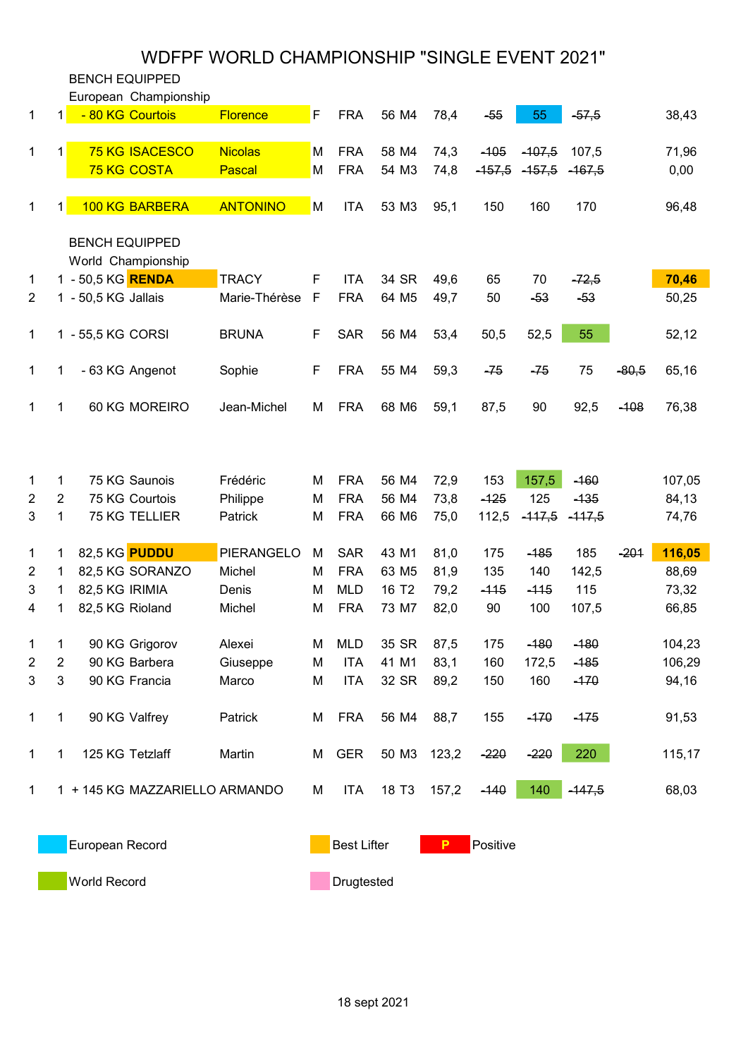# WDFPF WORLD CHAMPIONSHIP "SINGLE EVENT 2021"

BENCH EQUIPPED

European Championship

| | | | | | | | | | | | | | | |
|---|---|---|---|---|---|---|---|---|---|---|---|---|---|---|
| 1 | 1 | - 80 KG | Courtois | Florence | F | FRA | 56 | M4 | 78,4 | ~~-55~~ | 55 | ~~-57,5~~ | | 38,43 |
| 1 | 1 | 75 KG | ISACESCO | Nicolas | M | FRA | 58 | M4 | 74,3 | ~~-105~~ | ~~-107,5~~ | 107,5 | | 71,96 |
| | | 75 KG | COSTA | Pascal | M | FRA | 54 | M3 | 74,8 | ~~-157,5~~ | ~~-157,5~~ | ~~-167,5~~ | | 0,00 |
| 1 | 1 | 100 KG | BARBERA | ANTONINO | M | ITA | 53 | M3 | 95,1 | 150 | 160 | 170 | | 96,48 |

BENCH EQUIPPED

World Championship

| | | | | | | | | | | | | | | |
|---|---|---|---|---|---|---|---|---|---|---|---|---|---|---|
| 1 | 1 | - 50,5 KG | **RENDA** | TRACY | F | ITA | 34 | SR | 49,6 | 65 | 70 | ~~-72,5~~ | | **70,46** |
| 2 | 1 | - 50,5 KG | Jallais | Marie-Thérèse | F | FRA | 64 | M5 | 49,7 | 50 | ~~-53~~ | ~~-53~~ | | 50,25 |
| 1 | 1 | - 55,5 KG | CORSI | BRUNA | F | SAR | 56 | M4 | 53,4 | 50,5 | 52,5 | 55 | | 52,12 |
| 1 | 1 | - 63 KG | Angenot | Sophie | F | FRA | 55 | M4 | 59,3 | ~~-75~~ | ~~-75~~ | 75 | ~~-80,5~~ | 65,16 |
| 1 | 1 | 60 KG | MOREIRO | Jean-Michel | M | FRA | 68 | M6 | 59,1 | 87,5 | 90 | 92,5 | ~~-108~~ | 76,38 |
| 1 | 1 | 75 KG | Saunois | Frédéric | M | FRA | 56 | M4 | 72,9 | 153 | 157,5 | ~~-160~~ | | 107,05 |
| 2 | 2 | 75 KG | Courtois | Philippe | M | FRA | 56 | M4 | 73,8 | ~~-125~~ | 125 | ~~-135~~ | | 84,13 |
| 3 | 1 | 75 KG | TELLIER | Patrick | M | FRA | 66 | M6 | 75,0 | 112,5 | ~~-117,5~~ | ~~-117,5~~ | | 74,76 |
| 1 | 1 | 82,5 KG | **PUDDU** | PIERANGELO | M | SAR | 43 | M1 | 81,0 | 175 | ~~-185~~ | 185 | ~~-201~~ | **116,05** |
| 2 | 1 | 82,5 KG | SORANZO | Michel | M | FRA | 63 | M5 | 81,9 | 135 | 140 | 142,5 | | 88,69 |
| 3 | 1 | 82,5 KG | IRIMIA | Denis | M | MLD | 16 | T2 | 79,2 | ~~-115~~ | ~~-115~~ | 115 | | 73,32 |
| 4 | 1 | 82,5 KG | Rioland | Michel | M | FRA | 73 | M7 | 82,0 | 90 | 100 | 107,5 | | 66,85 |
| 1 | 1 | 90 KG | Grigorov | Alexei | M | MLD | 35 | SR | 87,5 | 175 | ~~-180~~ | ~~-180~~ | | 104,23 |
| 2 | 2 | 90 KG | Barbera | Giuseppe | M | ITA | 41 | M1 | 83,1 | 160 | 172,5 | ~~-185~~ | | 106,29 |
| 3 | 3 | 90 KG | Francia | Marco | M | ITA | 32 | SR | 89,2 | 150 | 160 | ~~-170~~ | | 94,16 |
| 1 | 1 | 90 KG | Valfrey | Patrick | M | FRA | 56 | M4 | 88,7 | 155 | ~~-170~~ | ~~-175~~ | | 91,53 |
| 1 | 1 | 125 KG | Tetzlaff | Martin | M | GER | 50 | M3 | 123,2 | ~~-220~~ | ~~-220~~ | 220 | | 115,17 |
| 1 | 1 | + 145 KG | MAZZARIELLO | ARMANDO | M | ITA | 18 | T3 | 157,2 | ~~-140~~ | 140 | ~~-147,5~~ | | 68,03 |

European Record

Best Lifter

P Positive

World Record

Drugtested

18 sept 2021